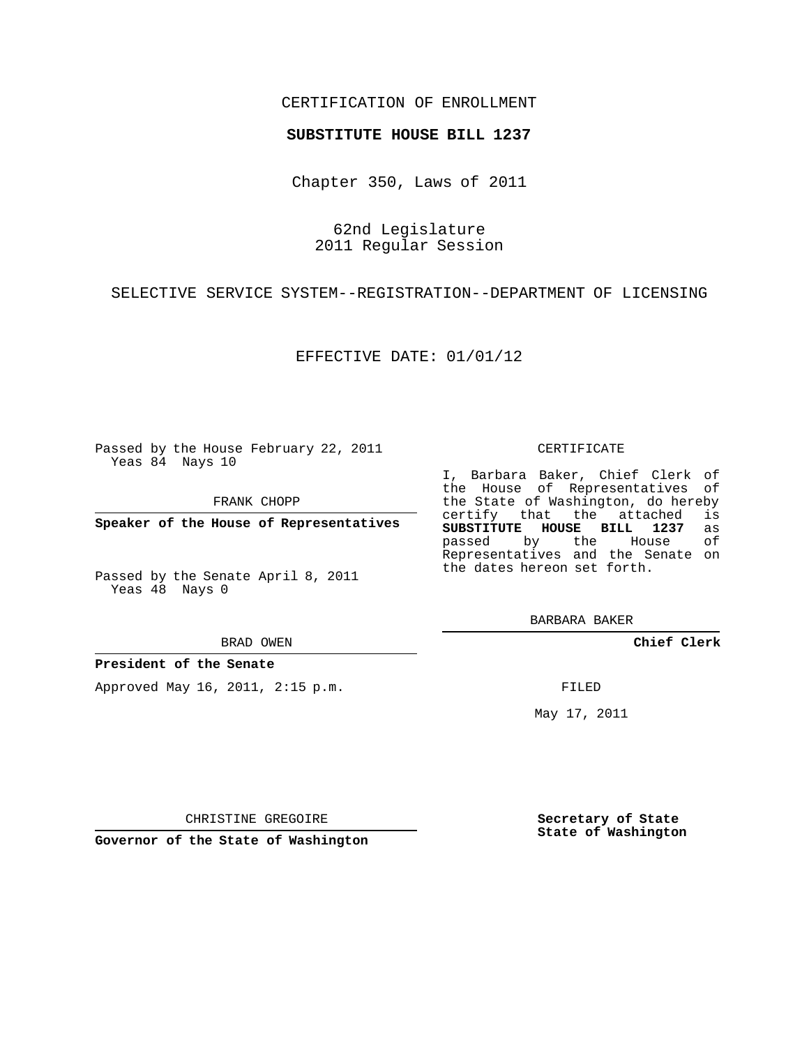CERTIFICATION OF ENROLLMENT

**SUBSTITUTE HOUSE BILL 1237**

Chapter 350, Laws of 2011

62nd Legislature
2011 Regular Session

SELECTIVE SERVICE SYSTEM--REGISTRATION--DEPARTMENT OF LICENSING

EFFECTIVE DATE: 01/01/12

Passed by the House February 22, 2011
Yeas 84 Nays 10

FRANK CHOPP

**Speaker of the House of Representatives**

Passed by the Senate April 8, 2011
Yeas 48 Nays 0

BRAD OWEN

**President of the Senate**

Approved May 16, 2011, 2:15 p.m.

CHRISTINE GREGOIRE

**Governor of the State of Washington**

CERTIFICATE

I, Barbara Baker, Chief Clerk of the House of Representatives of the State of Washington, do hereby certify that the attached is **SUBSTITUTE HOUSE BILL 1237** as passed by the House of Representatives and the Senate on the dates hereon set forth.

BARBARA BAKER

**Chief Clerk**

FILED

May 17, 2011

**Secretary of State**
**State of Washington**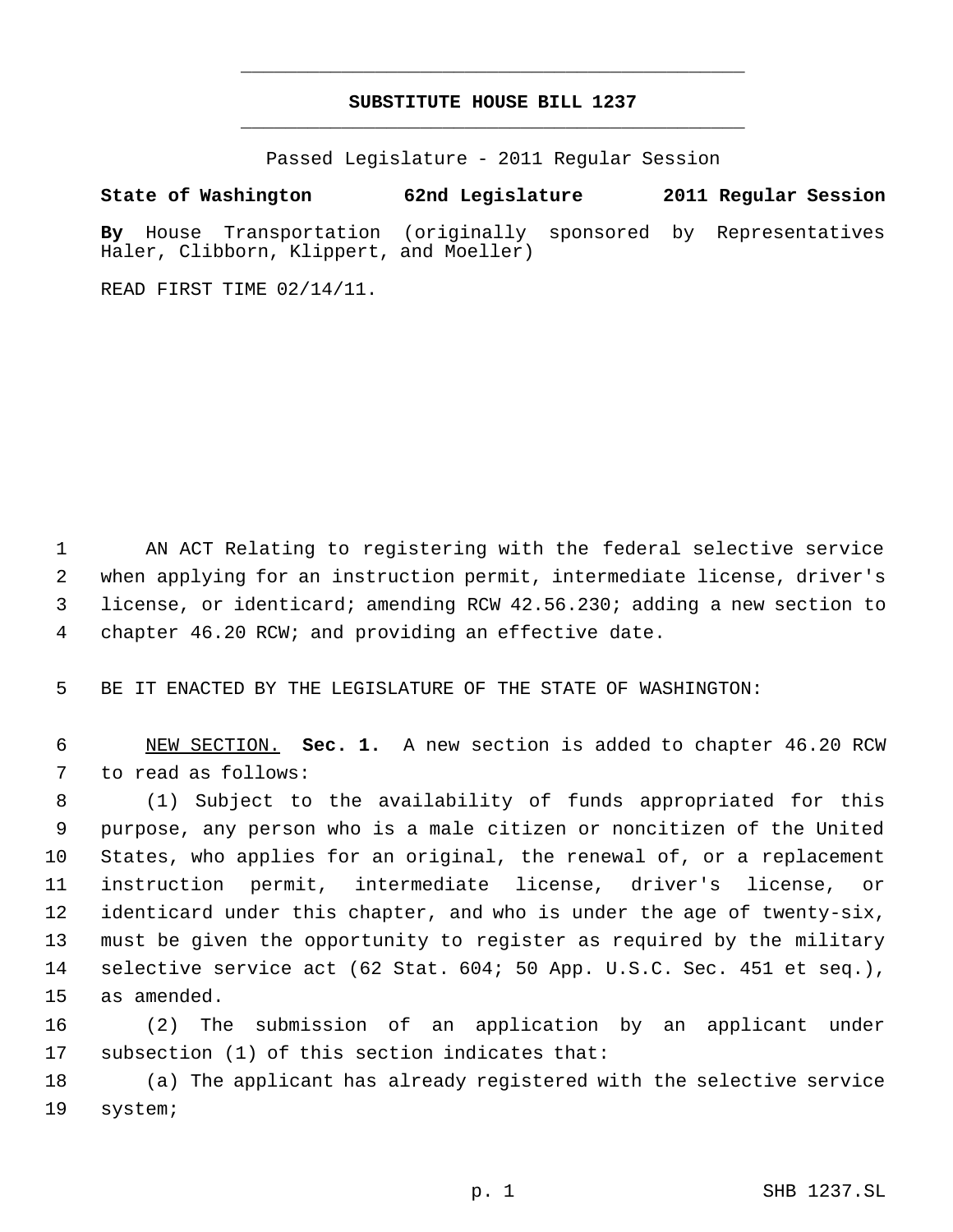# SUBSTITUTE HOUSE BILL 1237

Passed Legislature - 2011 Regular Session

**State of Washington 62nd Legislature 2011 Regular Session**

**By** House Transportation (originally sponsored by Representatives Haler, Clibborn, Klippert, and Moeller)

READ FIRST TIME 02/14/11.

AN ACT Relating to registering with the federal selective service when applying for an instruction permit, intermediate license, driver's license, or identicard; amending RCW 42.56.230; adding a new section to chapter 46.20 RCW; and providing an effective date.

BE IT ENACTED BY THE LEGISLATURE OF THE STATE OF WASHINGTON:

NEW SECTION. **Sec. 1.** A new section is added to chapter 46.20 RCW to read as follows:

(1) Subject to the availability of funds appropriated for this purpose, any person who is a male citizen or noncitizen of the United States, who applies for an original, the renewal of, or a replacement instruction permit, intermediate license, driver's license, or identicard under this chapter, and who is under the age of twenty-six, must be given the opportunity to register as required by the military selective service act (62 Stat. 604; 50 App. U.S.C. Sec. 451 et seq.), as amended.

(2) The submission of an application by an applicant under subsection (1) of this section indicates that:

(a) The applicant has already registered with the selective service system;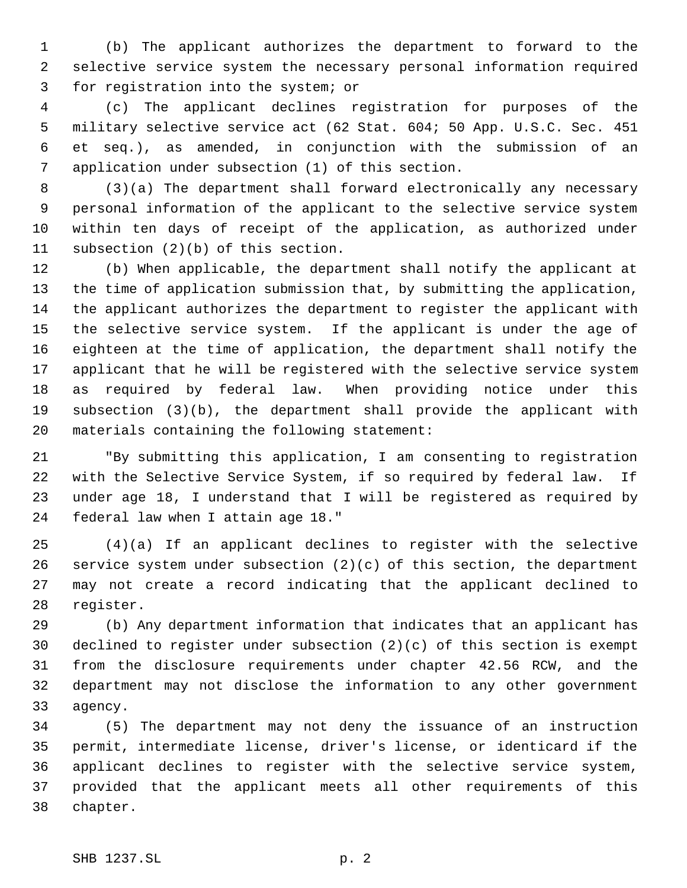(b) The applicant authorizes the department to forward to the selective service system the necessary personal information required for registration into the system; or

(c) The applicant declines registration for purposes of the military selective service act (62 Stat. 604; 50 App. U.S.C. Sec. 451 et seq.), as amended, in conjunction with the submission of an application under subsection (1) of this section.

(3)(a) The department shall forward electronically any necessary personal information of the applicant to the selective service system within ten days of receipt of the application, as authorized under subsection (2)(b) of this section.

(b) When applicable, the department shall notify the applicant at the time of application submission that, by submitting the application, the applicant authorizes the department to register the applicant with the selective service system. If the applicant is under the age of eighteen at the time of application, the department shall notify the applicant that he will be registered with the selective service system as required by federal law. When providing notice under this subsection (3)(b), the department shall provide the applicant with materials containing the following statement:

"By submitting this application, I am consenting to registration with the Selective Service System, if so required by federal law. If under age 18, I understand that I will be registered as required by federal law when I attain age 18."

(4)(a) If an applicant declines to register with the selective service system under subsection (2)(c) of this section, the department may not create a record indicating that the applicant declined to register.

(b) Any department information that indicates that an applicant has declined to register under subsection (2)(c) of this section is exempt from the disclosure requirements under chapter 42.56 RCW, and the department may not disclose the information to any other government agency.

(5) The department may not deny the issuance of an instruction permit, intermediate license, driver's license, or identicard if the applicant declines to register with the selective service system, provided that the applicant meets all other requirements of this chapter.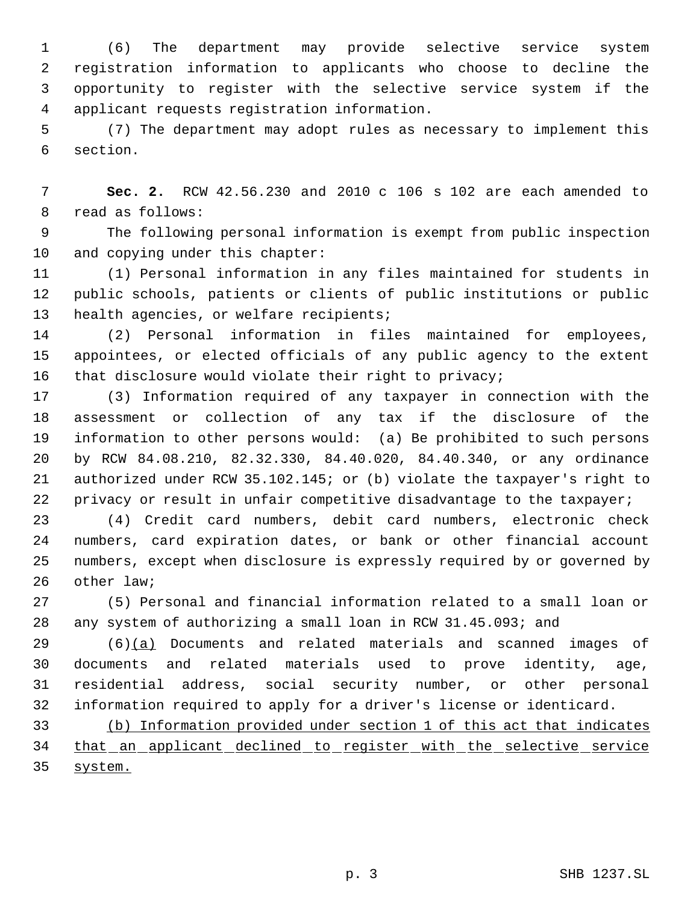(6) The department may provide selective service system registration information to applicants who choose to decline the opportunity to register with the selective service system if the applicant requests registration information.

(7) The department may adopt rules as necessary to implement this section.

**Sec. 2.** RCW 42.56.230 and 2010 c 106 s 102 are each amended to read as follows:

The following personal information is exempt from public inspection and copying under this chapter:

(1) Personal information in any files maintained for students in public schools, patients or clients of public institutions or public health agencies, or welfare recipients;

(2) Personal information in files maintained for employees, appointees, or elected officials of any public agency to the extent that disclosure would violate their right to privacy;

(3) Information required of any taxpayer in connection with the assessment or collection of any tax if the disclosure of the information to other persons would: (a) Be prohibited to such persons by RCW 84.08.210, 82.32.330, 84.40.020, 84.40.340, or any ordinance authorized under RCW 35.102.145; or (b) violate the taxpayer's right to privacy or result in unfair competitive disadvantage to the taxpayer;

(4) Credit card numbers, debit card numbers, electronic check numbers, card expiration dates, or bank or other financial account numbers, except when disclosure is expressly required by or governed by other law;

(5) Personal and financial information related to a small loan or any system of authorizing a small loan in RCW 31.45.093; and

(6)<u>(a)</u> Documents and related materials and scanned images of documents and related materials used to prove identity, age, residential address, social security number, or other personal information required to apply for a driver's license or identicard.

<u>(b) Information provided under section 1 of this act that indicates that an applicant declined to register with the selective service system.</u>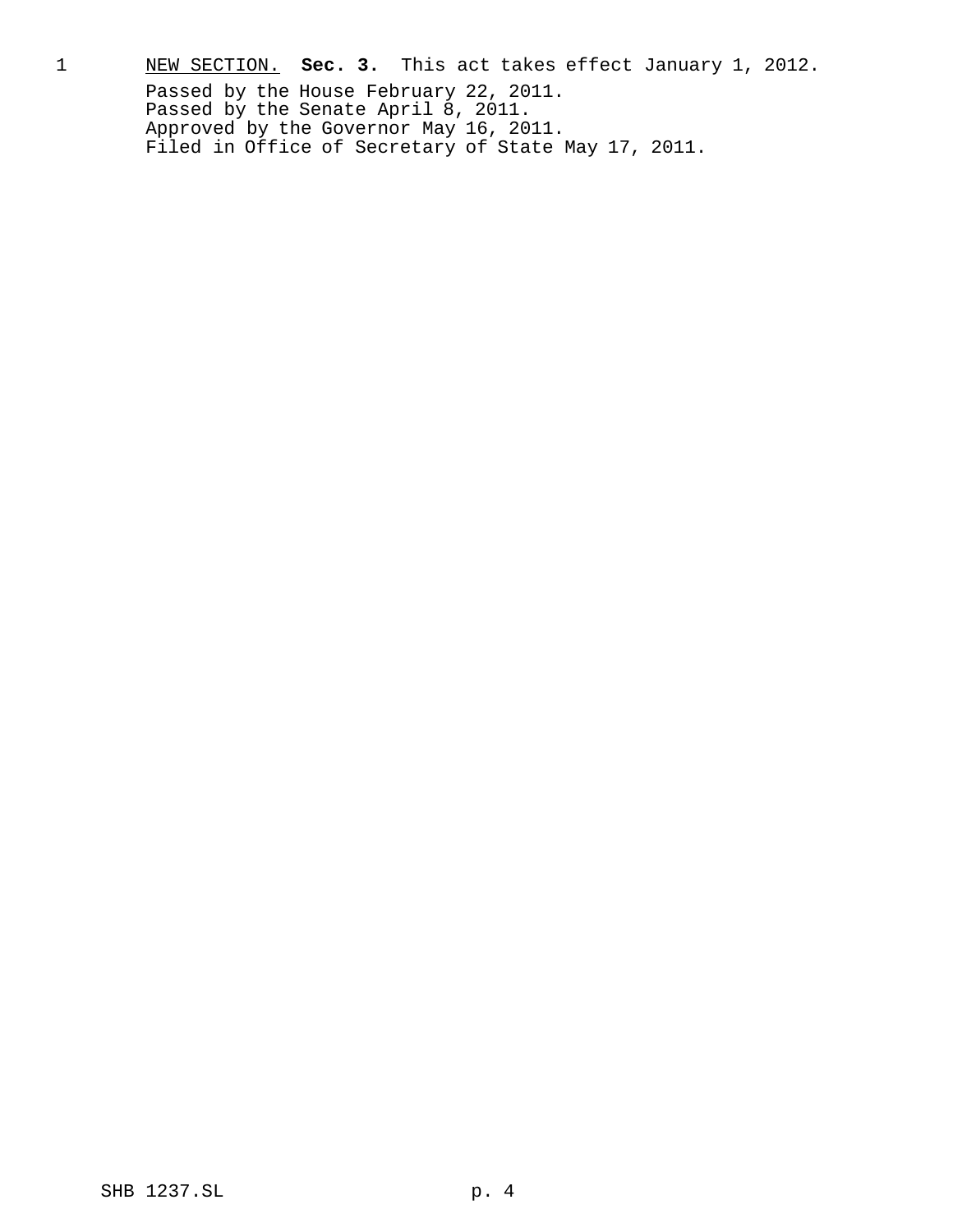NEW SECTION. **Sec. 3.** This act takes effect January 1, 2012.

Passed by the House February 22, 2011.
Passed by the Senate April 8, 2011.
Approved by the Governor May 16, 2011.
Filed in Office of Secretary of State May 17, 2011.